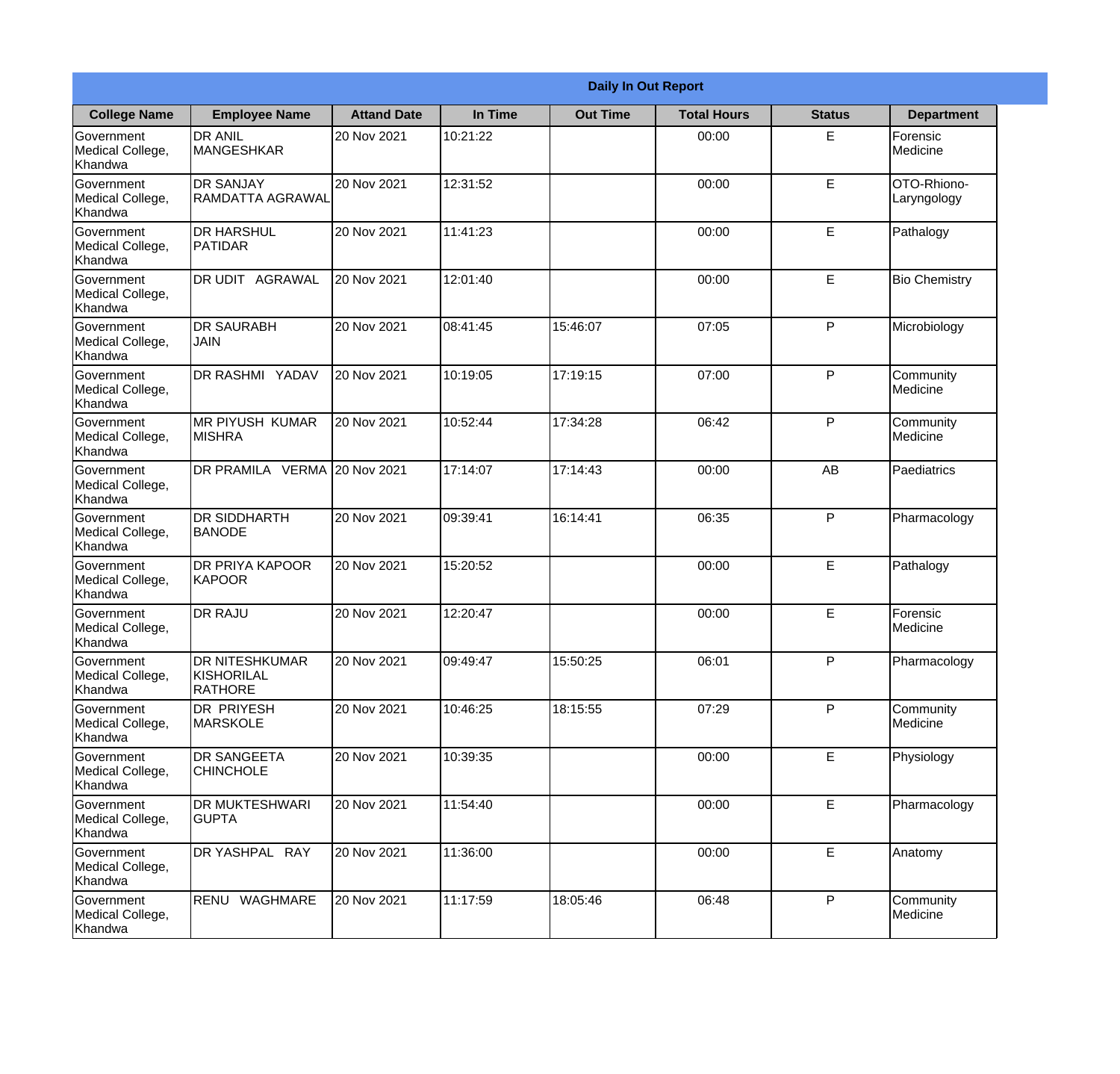| Daily In Out Report | | | | | | | |
|---|---|---|---|---|---|---|---|
| **College Name** | **Employee Name** | **Attand Date** | **In Time** | **Out Time** | **Total Hours** | **Status** | **Department** |
| Government Medical College, Khandwa | DR ANIL MANGESHKAR | 20 Nov 2021 | 10:21:22 | | 00:00 | E | Forensic Medicine |
| Government Medical College, Khandwa | DR SANJAY RAMDATTA AGRAWAL | 20 Nov 2021 | 12:31:52 | | 00:00 | E | OTO-Rhiono-Laryngology |
| Government Medical College, Khandwa | DR HARSHUL PATIDAR | 20 Nov 2021 | 11:41:23 | | 00:00 | E | Pathalogy |
| Government Medical College, Khandwa | DR UDIT AGRAWAL | 20 Nov 2021 | 12:01:40 | | 00:00 | E | Bio Chemistry |
| Government Medical College, Khandwa | DR SAURABH JAIN | 20 Nov 2021 | 08:41:45 | 15:46:07 | 07:05 | P | Microbiology |
| Government Medical College, Khandwa | DR RASHMI YADAV | 20 Nov 2021 | 10:19:05 | 17:19:15 | 07:00 | P | Community Medicine |
| Government Medical College, Khandwa | MR PIYUSH KUMAR MISHRA | 20 Nov 2021 | 10:52:44 | 17:34:28 | 06:42 | P | Community Medicine |
| Government Medical College, Khandwa | DR PRAMILA VERMA | 20 Nov 2021 | 17:14:07 | 17:14:43 | 00:00 | AB | Paediatrics |
| Government Medical College, Khandwa | DR SIDDHARTH BANODE | 20 Nov 2021 | 09:39:41 | 16:14:41 | 06:35 | P | Pharmacology |
| Government Medical College, Khandwa | DR PRIYA KAPOOR KAPOOR | 20 Nov 2021 | 15:20:52 | | 00:00 | E | Pathalogy |
| Government Medical College, Khandwa | DR RAJU | 20 Nov 2021 | 12:20:47 | | 00:00 | E | Forensic Medicine |
| Government Medical College, Khandwa | DR NITESHKUMAR KISHORILAL RATHORE | 20 Nov 2021 | 09:49:47 | 15:50:25 | 06:01 | P | Pharmacology |
| Government Medical College, Khandwa | DR PRIYESH MARSKOLE | 20 Nov 2021 | 10:46:25 | 18:15:55 | 07:29 | P | Community Medicine |
| Government Medical College, Khandwa | DR SANGEETA CHINCHOLE | 20 Nov 2021 | 10:39:35 | | 00:00 | E | Physiology |
| Government Medical College, Khandwa | DR MUKTESHWARI GUPTA | 20 Nov 2021 | 11:54:40 | | 00:00 | E | Pharmacology |
| Government Medical College, Khandwa | DR YASHPAL RAY | 20 Nov 2021 | 11:36:00 | | 00:00 | E | Anatomy |
| Government Medical College, Khandwa | RENU WAGHMARE | 20 Nov 2021 | 11:17:59 | 18:05:46 | 06:48 | P | Community Medicine |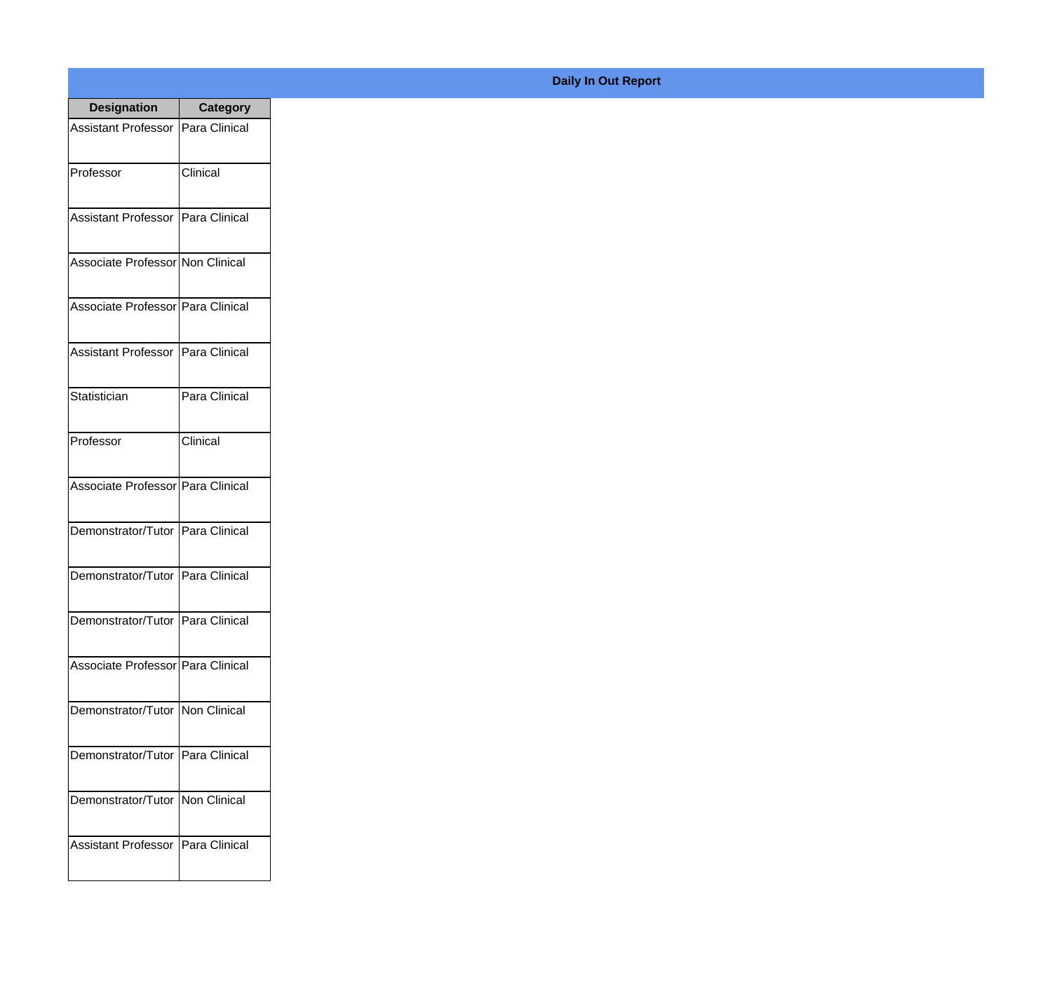**Daily In Out Report**

| Designation | Category |
|---|---|
| Assistant Professor | Para Clinical |
| Professor | Clinical |
| Assistant Professor | Para Clinical |
| Associate Professor | Non Clinical |
| Associate Professor | Para Clinical |
| Assistant Professor | Para Clinical |
| Statistician | Para Clinical |
| Professor | Clinical |
| Associate Professor | Para Clinical |
| Demonstrator/Tutor | Para Clinical |
| Demonstrator/Tutor | Para Clinical |
| Demonstrator/Tutor | Para Clinical |
| Associate Professor | Para Clinical |
| Demonstrator/Tutor | Non Clinical |
| Demonstrator/Tutor | Para Clinical |
| Demonstrator/Tutor | Non Clinical |
| Assistant Professor | Para Clinical |